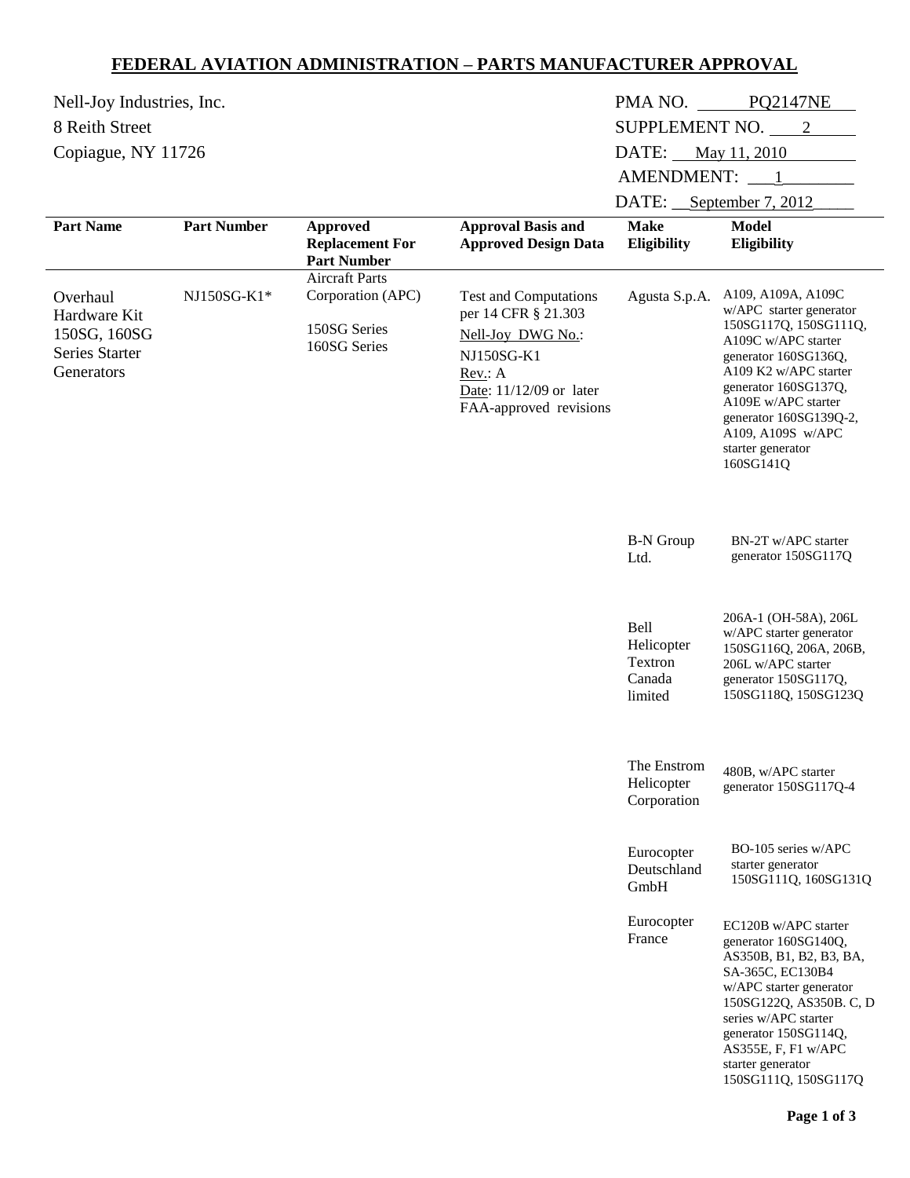# FEDERAL AVIATION ADMINISTRATION – PARTS MANUFACTURER APPROVAL

Nell-Joy Industries, Inc.
8 Reith Street
Copiague, NY 11726

PMA NO. PQ2147NE
SUPPLEMENT NO. 2
DATE: May 11, 2010
AMENDMENT: 1
DATE: September 7, 2012

| Part Name | Part Number | Approved Replacement For Part Number | Approval Basis and Approved Design Data | Make Eligibility | Model Eligibility |
|---|---|---|---|---|---|
| Overhaul Hardware Kit 150SG, 160SG Series Starter Generators | NJ150SG-K1* | Aircraft Parts Corporation (APC) 150SG Series 160SG Series | Test and Computations per 14 CFR § 21.303 Nell-Joy DWG No.: NJ150SG-K1 Rev.: A Date: 11/12/09 or later FAA-approved revisions | Agusta S.p.A. | A109, A109A, A109C w/APC starter generator 150SG117Q, 150SG111Q, A109C w/APC starter generator 160SG136Q, A109 K2 w/APC starter generator 160SG137Q, A109E w/APC starter generator 160SG139Q-2, A109, A109S w/APC starter generator 160SG141Q |
| | | | | B-N Group Ltd. | BN-2T w/APC starter generator 150SG117Q |
| | | | | Bell Helicopter Textron Canada limited | 206A-1 (OH-58A), 206L w/APC starter generator 150SG116Q, 206A, 206B, 206L w/APC starter generator 150SG117Q, 150SG118Q, 150SG123Q |
| | | | | The Enstrom Helicopter Corporation | 480B, w/APC starter generator 150SG117Q-4 |
| | | | | Eurocopter Deutschland GmbH | BO-105 series w/APC starter generator 150SG111Q, 160SG131Q |
| | | | | Eurocopter France | EC120B w/APC starter generator 160SG140Q, AS350B, B1, B2, B3, BA, SA-365C, EC130B4 w/APC starter generator 150SG122Q, AS350B. C, D series w/APC starter generator 150SG114Q, AS355E, F, F1 w/APC starter generator 150SG111Q, 150SG117Q |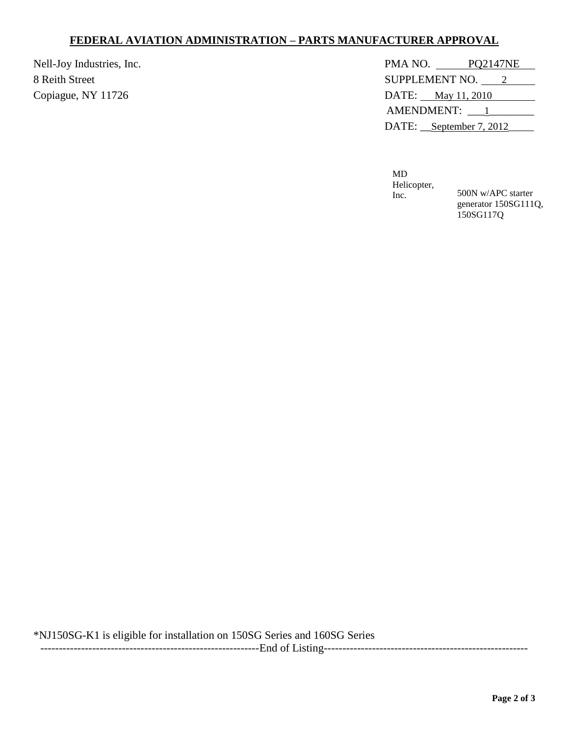**FEDERAL AVIATION ADMINISTRATION – PARTS MANUFACTURER APPROVAL**

Nell-Joy Industries, Inc.
8 Reith Street
Copiague, NY 11726

PMA NO. PQ2147NE
SUPPLEMENT NO. 2
DATE: May 11, 2010
AMENDMENT: 1
DATE: September 7, 2012

| | |
|---|---|
| MD Helicopter, Inc. | 500N w/APC starter generator 150SG111Q, 150SG117Q |

*NJ150SG-K1 is eligible for installation on 150SG Series and 160SG Series

-----------------------------------------------------------End of Listing-------------------------------------------------------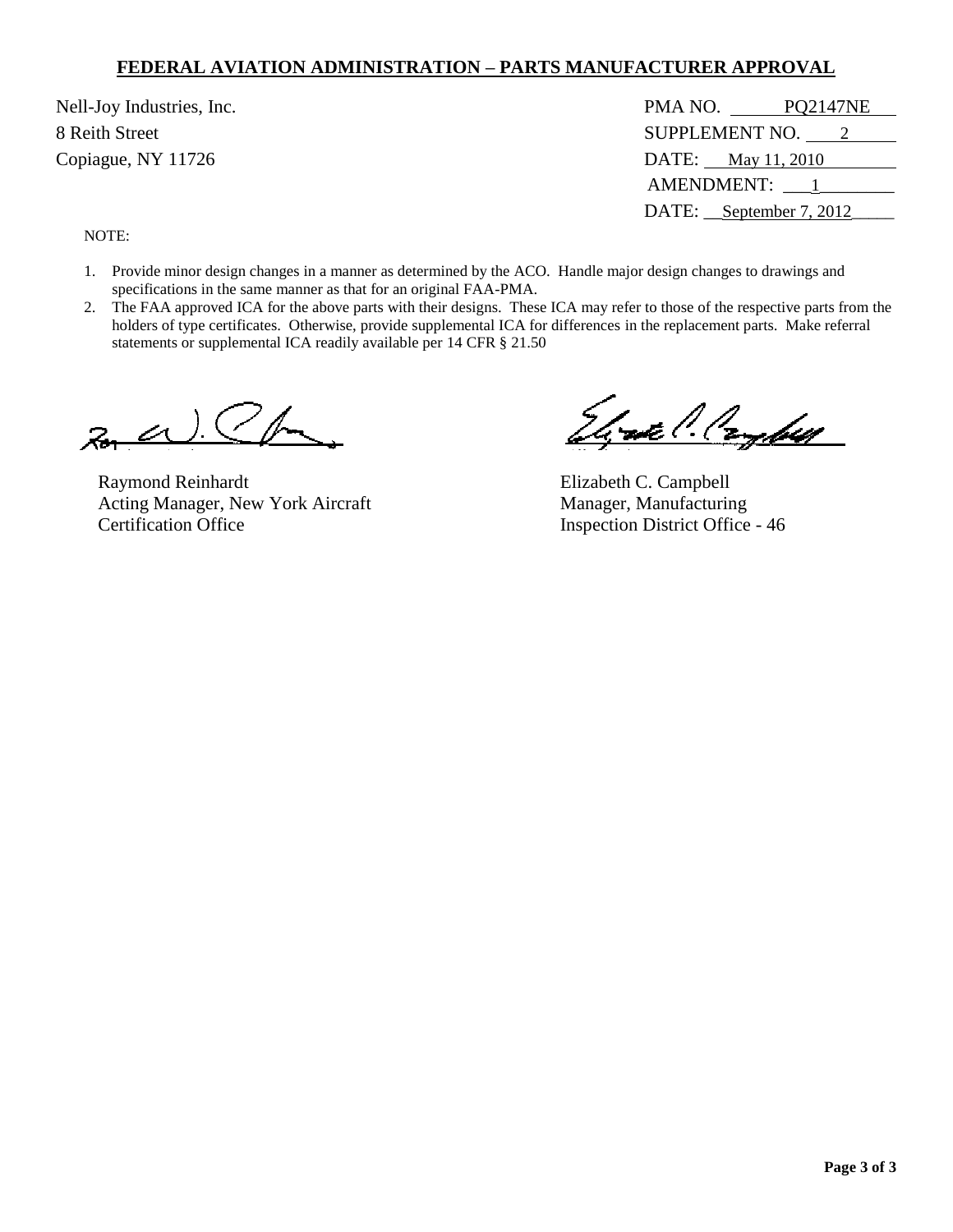**FEDERAL AVIATION ADMINISTRATION – PARTS MANUFACTURER APPROVAL**

Nell-Joy Industries, Inc.
8 Reith Street
Copiague, NY 11726

PMA NO. PQ2147NE
SUPPLEMENT NO. 2
DATE: May 11, 2010
AMENDMENT: 1
DATE: September 7, 2012

NOTE:

1. Provide minor design changes in a manner as determined by the ACO. Handle major design changes to drawings and specifications in the same manner as that for an original FAA-PMA.
2. The FAA approved ICA for the above parts with their designs. These ICA may refer to those of the respective parts from the holders of type certificates. Otherwise, provide supplemental ICA for differences in the replacement parts. Make referral statements or supplemental ICA readily available per 14 CFR § 21.50

Raymond Reinhardt
Acting Manager, New York Aircraft
Certification Office

Elizabeth C. Campbell
Manager, Manufacturing
Inspection District Office - 46